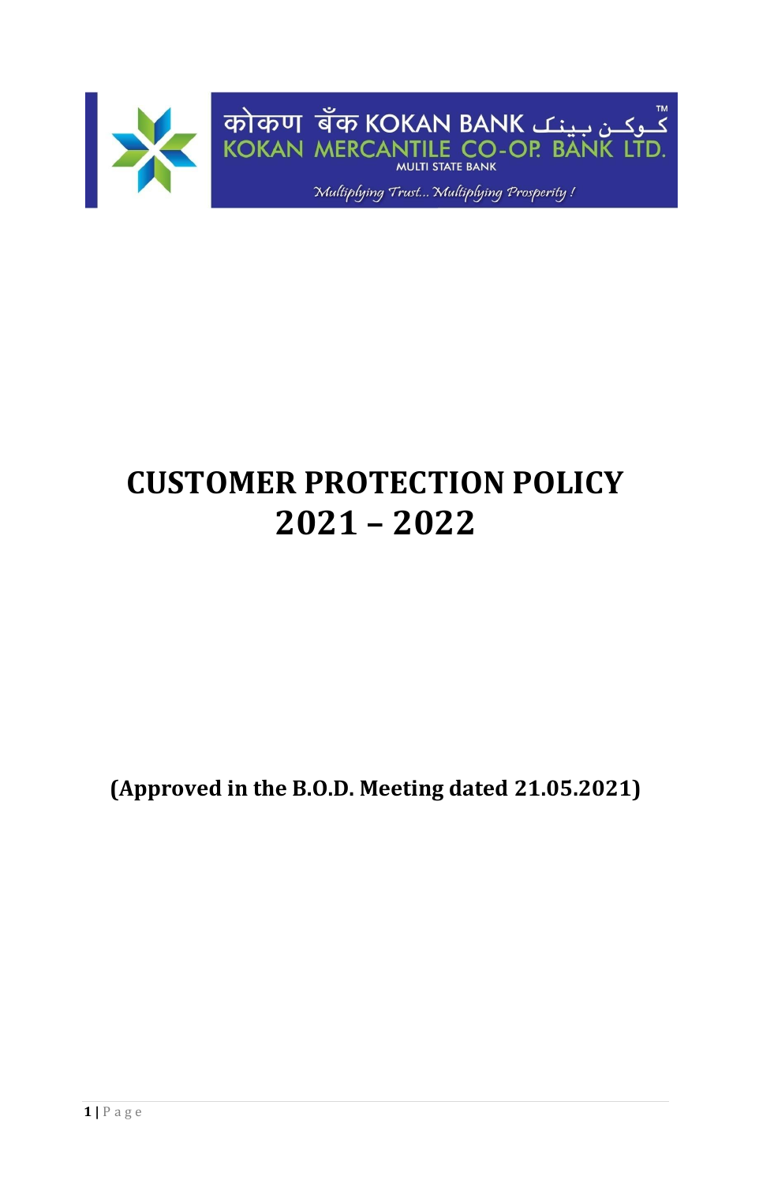कोकण बँक KOKAN BANK کوکن بینک™
KOKAN MERCANTILE CO-OP. BANK LTD.
MULTI STATE BANK
*Multiplying Trust... Multiplying Prosperity !*

# CUSTOMER PROTECTION POLICY
# 2021 – 2022

**(Approved in the B.O.D. Meeting dated 21.05.2021)**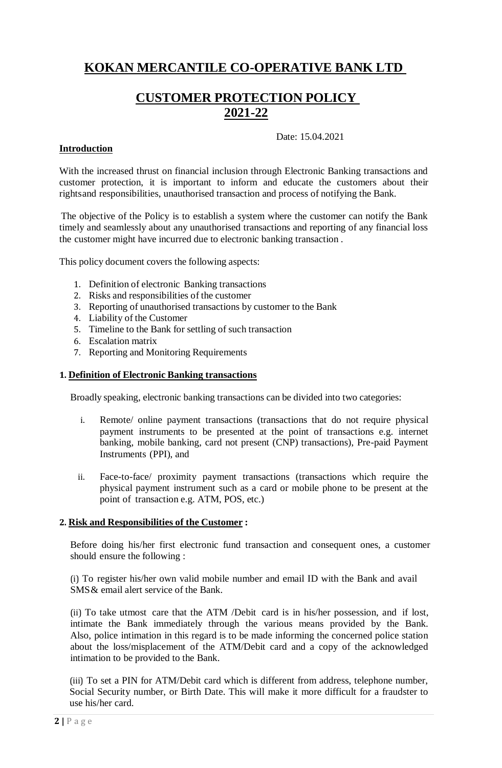# KOKAN MERCANTILE CO-OPERATIVE BANK LTD

## CUSTOMER PROTECTION POLICY 2021-22

Date: 15.04.2021

**Introduction**

With the increased thrust on financial inclusion through Electronic Banking transactions and customer protection, it is important to inform and educate the customers about their rightsand responsibilities, unauthorised transaction and process of notifying the Bank.

The objective of the Policy is to establish a system where the customer can notify the Bank timely and seamlessly about any unauthorised transactions and reporting of any financial loss the customer might have incurred due to electronic banking transaction .

This policy document covers the following aspects:

1. Definition of electronic Banking transactions
2. Risks and responsibilities of the customer
3. Reporting of unauthorised transactions by customer to the Bank
4. Liability of the Customer
5. Timeline to the Bank for settling of such transaction
6. Escalation matrix
7. Reporting and Monitoring Requirements

### 1. Definition of Electronic Banking transactions

Broadly speaking, electronic banking transactions can be divided into two categories:

i. Remote/ online payment transactions (transactions that do not require physical payment instruments to be presented at the point of transactions e.g. internet banking, mobile banking, card not present (CNP) transactions), Pre-paid Payment Instruments (PPI), and

ii. Face-to-face/ proximity payment transactions (transactions which require the physical payment instrument such as a card or mobile phone to be present at the point of transaction e.g. ATM, POS, etc.)

### 2. Risk and Responsibilities of the Customer :

Before doing his/her first electronic fund transaction and consequent ones, a customer should ensure the following :

(i) To register his/her own valid mobile number and email ID with the Bank and avail SMS& email alert service of the Bank.

(ii) To take utmost care that the ATM /Debit card is in his/her possession, and if lost, intimate the Bank immediately through the various means provided by the Bank. Also, police intimation in this regard is to be made informing the concerned police station about the loss/misplacement of the ATM/Debit card and a copy of the acknowledged intimation to be provided to the Bank.

(iii) To set a PIN for ATM/Debit card which is different from address, telephone number, Social Security number, or Birth Date. This will make it more difficult for a fraudster to use his/her card.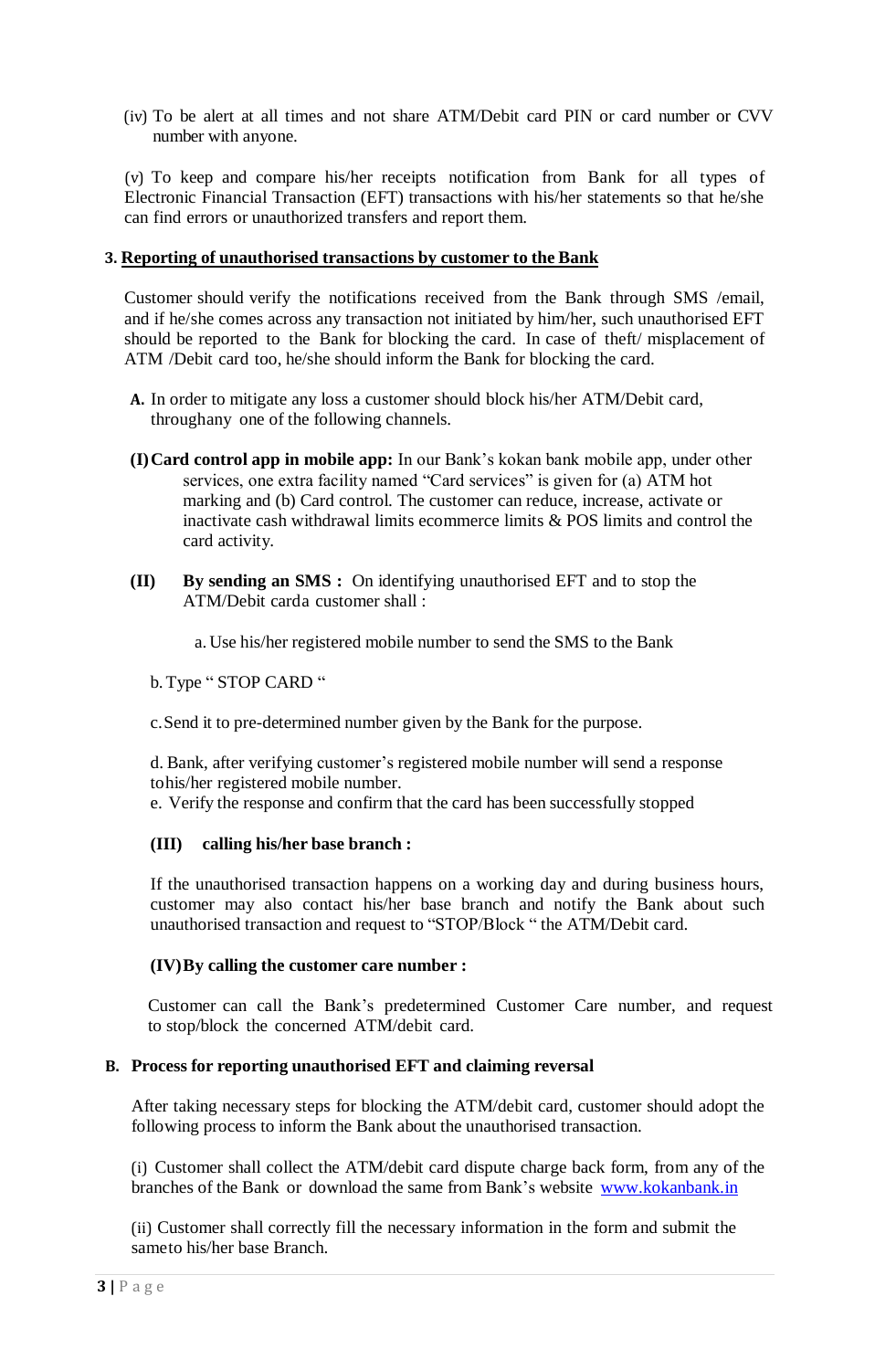(iv) To be alert at all times and not share ATM/Debit card PIN or card number or CVV number with anyone.

(v) To keep and compare his/her receipts notification from Bank for all types of Electronic Financial Transaction (EFT) transactions with his/her statements so that he/she can find errors or unauthorized transfers and report them.

### 3. Reporting of unauthorised transactions by customer to the Bank

Customer should verify the notifications received from the Bank through SMS /email, and if he/she comes across any transaction not initiated by him/her, such unauthorised EFT should be reported to the Bank for blocking the card. In case of theft/ misplacement of ATM /Debit card too, he/she should inform the Bank for blocking the card.

**A.** In order to mitigate any loss a customer should block his/her ATM/Debit card, throughany one of the following channels.

**(I) Card control app in mobile app:** In our Bank's kokan bank mobile app, under other services, one extra facility named "Card services" is given for (a) ATM hot marking and (b) Card control. The customer can reduce, increase, activate or inactivate cash withdrawal limits ecommerce limits & POS limits and control the card activity.

**(II) By sending an SMS :** On identifying unauthorised EFT and to stop the ATM/Debit carda customer shall :

a. Use his/her registered mobile number to send the SMS to the Bank

b. Type " STOP CARD "

c. Send it to pre-determined number given by the Bank for the purpose.

d. Bank, after verifying customer's registered mobile number will send a response tohis/her registered mobile number.

e. Verify the response and confirm that the card has been successfully stopped

**(III) calling his/her base branch :**

If the unauthorised transaction happens on a working day and during business hours, customer may also contact his/her base branch and notify the Bank about such unauthorised transaction and request to "STOP/Block " the ATM/Debit card.

**(IV) By calling the customer care number :**

Customer can call the Bank's predetermined Customer Care number, and request to stop/block the concerned ATM/debit card.

**B. Process for reporting unauthorised EFT and claiming reversal**

After taking necessary steps for blocking the ATM/debit card, customer should adopt the following process to inform the Bank about the unauthorised transaction.

(i) Customer shall collect the ATM/debit card dispute charge back form, from any of the branches of the Bank or download the same from Bank's website [www.kokanbank.in](http://www.kokanbank.in)

(ii) Customer shall correctly fill the necessary information in the form and submit the sameto his/her base Branch.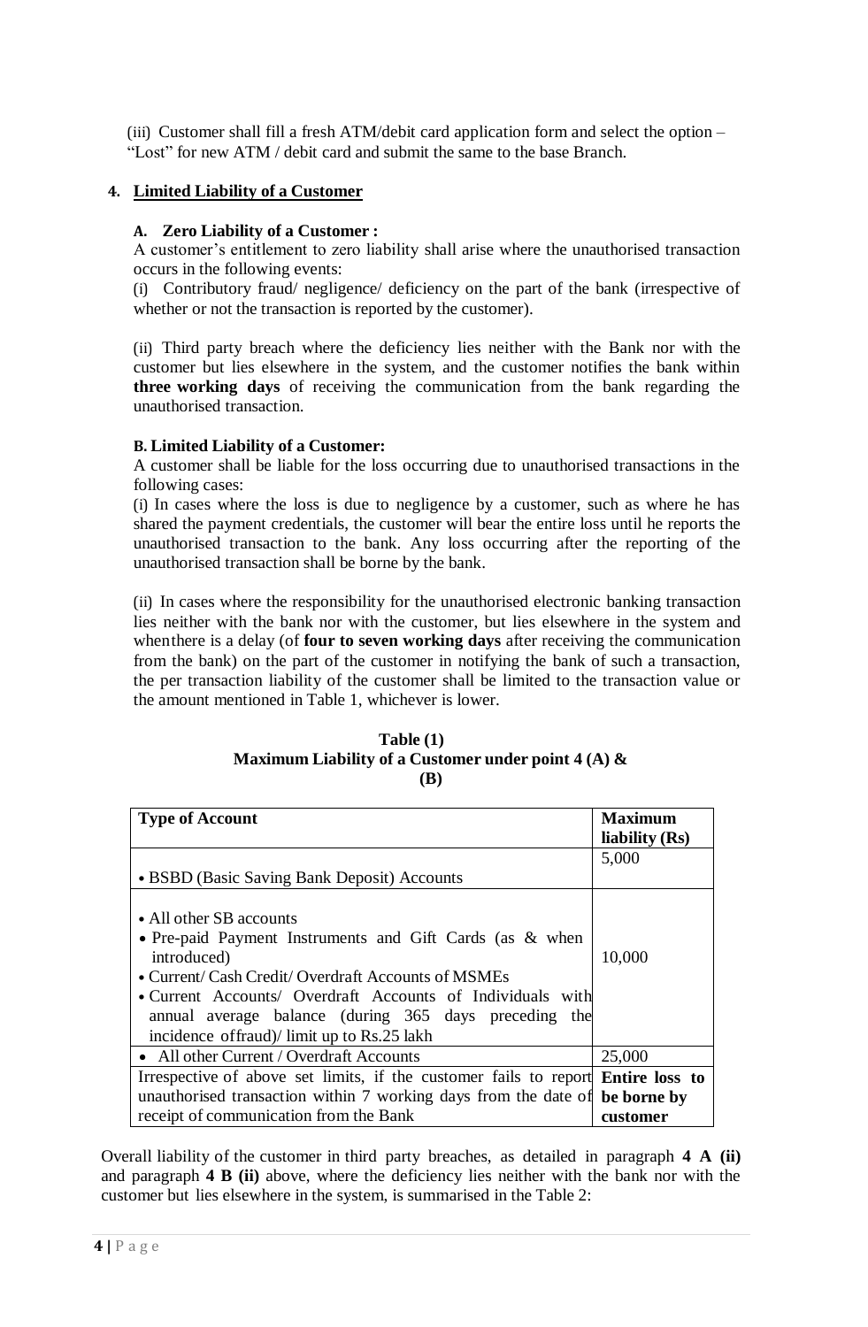(iii) Customer shall fill a fresh ATM/debit card application form and select the option – "Lost" for new ATM / debit card and submit the same to the base Branch.

## 4. Limited Liability of a Customer

### A. Zero Liability of a Customer :

A customer's entitlement to zero liability shall arise where the unauthorised transaction occurs in the following events:

(i) Contributory fraud/ negligence/ deficiency on the part of the bank (irrespective of whether or not the transaction is reported by the customer).

(ii) Third party breach where the deficiency lies neither with the Bank nor with the customer but lies elsewhere in the system, and the customer notifies the bank within **three working days** of receiving the communication from the bank regarding the unauthorised transaction.

### B. Limited Liability of a Customer:

A customer shall be liable for the loss occurring due to unauthorised transactions in the following cases:

(i) In cases where the loss is due to negligence by a customer, such as where he has shared the payment credentials, the customer will bear the entire loss until he reports the unauthorised transaction to the bank. Any loss occurring after the reporting of the unauthorised transaction shall be borne by the bank.

(ii) In cases where the responsibility for the unauthorised electronic banking transaction lies neither with the bank nor with the customer, but lies elsewhere in the system and whenthere is a delay (of **four to seven working days** after receiving the communication from the bank) on the part of the customer in notifying the bank of such a transaction, the per transaction liability of the customer shall be limited to the transaction value or the amount mentioned in Table 1, whichever is lower.

**Table (1)**
**Maximum Liability of a Customer under point 4 (A) & (B)**

| Type of Account | Maximum liability (Rs) |
|---|---|
| • BSBD (Basic Saving Bank Deposit) Accounts | 5,000 |
| • All other SB accounts<br>• Pre-paid Payment Instruments and Gift Cards (as & when introduced)<br>• Current/ Cash Credit/ Overdraft Accounts of MSMEs<br>• Current Accounts/ Overdraft Accounts of Individuals with annual average balance (during 365 days preceding the incidence offraud)/ limit up to Rs.25 lakh | 10,000 |
| • All other Current / Overdraft Accounts | 25,000 |
| Irrespective of above set limits, if the customer fails to report unauthorised transaction within 7 working days from the date of receipt of communication from the Bank | **Entire loss to be borne by customer** |

Overall liability of the customer in third party breaches, as detailed in paragraph **4 A (ii)** and paragraph **4 B (ii)** above, where the deficiency lies neither with the bank nor with the customer but lies elsewhere in the system, is summarised in the Table 2: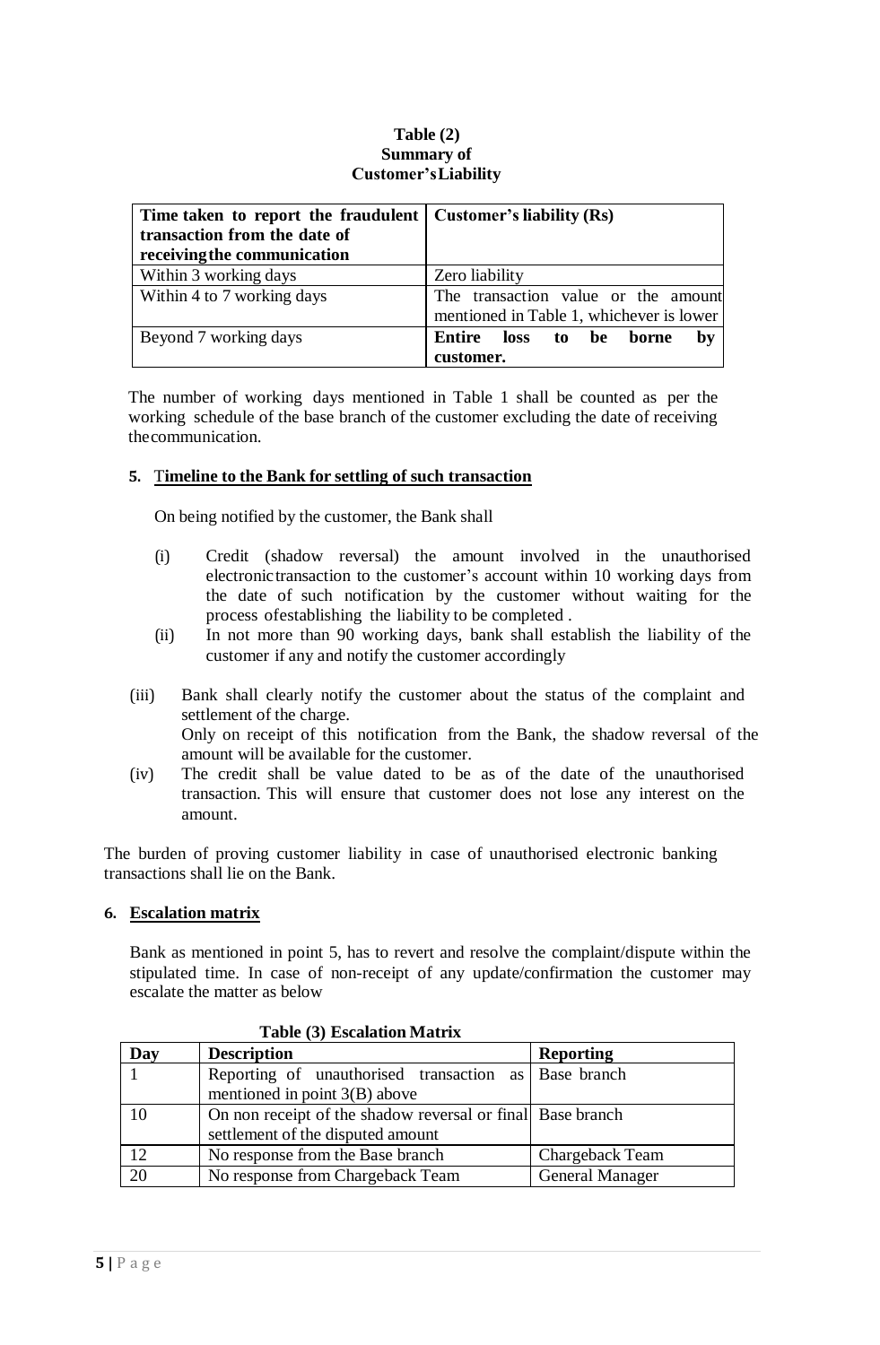**Table (2)**
**Summary of**
**Customer's Liability**

| **Time taken to report the fraudulent transaction from the date of receiving the communication** | **Customer's liability (Rs)** |
|---|---|
| Within 3 working days | Zero liability |
| Within 4 to 7 working days | The transaction value or the amount mentioned in Table 1, whichever is lower |
| Beyond 7 working days | **Entire loss to be borne by customer.** |

The number of working days mentioned in Table 1 shall be counted as per the working schedule of the base branch of the customer excluding the date of receiving the communication.

**5. Timeline to the Bank for settling of such transaction**

On being notified by the customer, the Bank shall

(i) Credit (shadow reversal) the amount involved in the unauthorised electronic transaction to the customer's account within 10 working days from the date of such notification by the customer without waiting for the process of establishing the liability to be completed .

(ii) In not more than 90 working days, bank shall establish the liability of the customer if any and notify the customer accordingly

(iii) Bank shall clearly notify the customer about the status of the complaint and settlement of the charge.
Only on receipt of this notification from the Bank, the shadow reversal of the amount will be available for the customer.

(iv) The credit shall be value dated to be as of the date of the unauthorised transaction. This will ensure that customer does not lose any interest on the amount.

The burden of proving customer liability in case of unauthorised electronic banking transactions shall lie on the Bank.

**6. Escalation matrix**

Bank as mentioned in point 5, has to revert and resolve the complaint/dispute within the stipulated time. In case of non-receipt of any update/confirmation the customer may escalate the matter as below

**Table (3) Escalation Matrix**

| **Day** | **Description** | **Reporting** |
|---|---|---|
| 1 | Reporting of unauthorised transaction as mentioned in point 3(B) above | Base branch |
| 10 | On non receipt of the shadow reversal or final settlement of the disputed amount | Base branch |
| 12 | No response from the Base branch | Chargeback Team |
| 20 | No response from Chargeback Team | General Manager |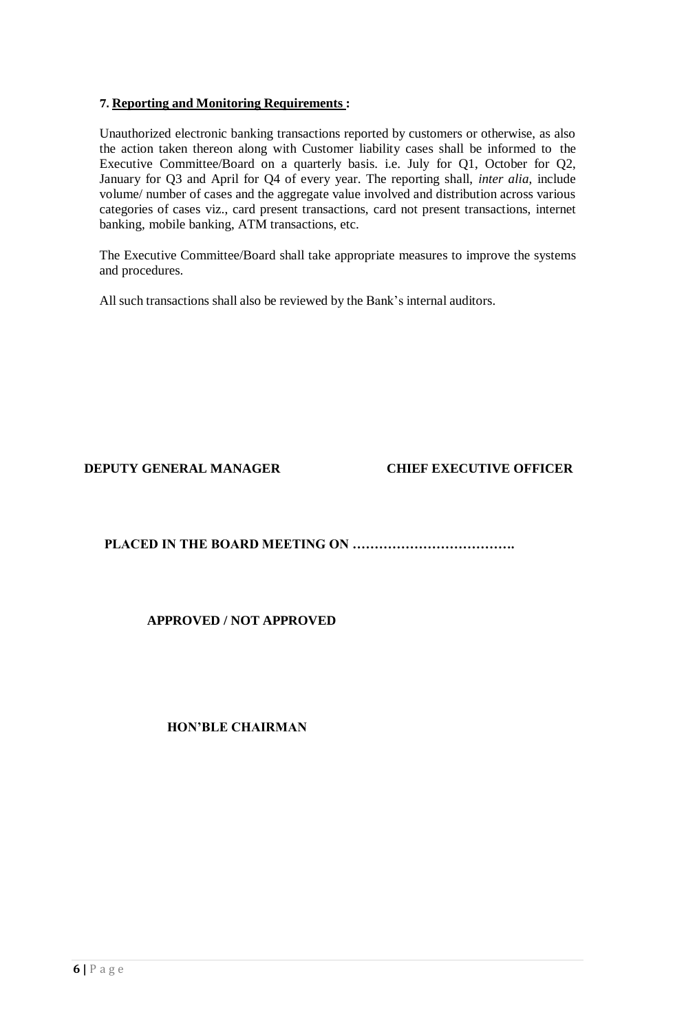**7. Reporting and Monitoring Requirements :**

Unauthorized electronic banking transactions reported by customers or otherwise, as also the action taken thereon along with Customer liability cases shall be informed to the Executive Committee/Board on a quarterly basis. i.e. July for Q1, October for Q2, January for Q3 and April for Q4 of every year. The reporting shall, *inter alia*, include volume/ number of cases and the aggregate value involved and distribution across various categories of cases viz., card present transactions, card not present transactions, internet banking, mobile banking, ATM transactions, etc.

The Executive Committee/Board shall take appropriate measures to improve the systems and procedures.

All such transactions shall also be reviewed by the Bank's internal auditors.

**DEPUTY GENERAL MANAGER** **CHIEF EXECUTIVE OFFICER**

**PLACED IN THE BOARD MEETING ON ……………………………….**

**APPROVED / NOT APPROVED**

**HON'BLE CHAIRMAN**